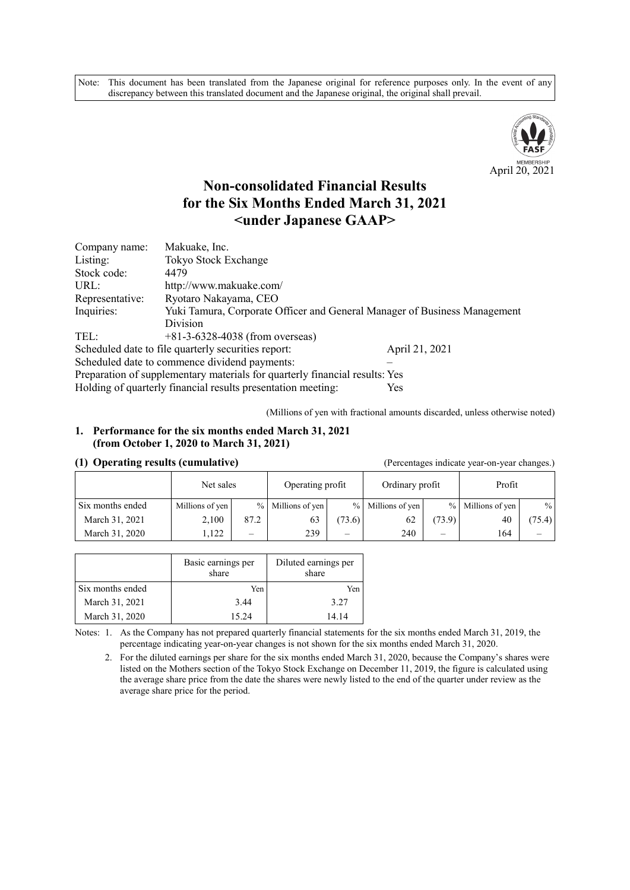Note: This document has been translated from the Japanese original for reference purposes only. In the event of any discrepancy between this translated document and the Japanese original, the original shall prevail.

April 20, 2021

# Non-consolidated Financial Results for the Six Months Ended March 31, 2021 <under Japanese GAAP>

Company name: Makuake, Inc.
Listing: Tokyo Stock Exchange
Stock code: 4479
URL: http://www.makuake.com/
Representative: Ryotaro Nakayama, CEO
Inquiries: Yuki Tamura, Corporate Officer and General Manager of Business Management Division
TEL: +81-3-6328-4038 (from overseas)
Scheduled date to file quarterly securities report: April 21, 2021
Scheduled date to commence dividend payments: –
Preparation of supplementary materials for quarterly financial results: Yes
Holding of quarterly financial results presentation meeting: Yes

(Millions of yen with fractional amounts discarded, unless otherwise noted)

## 1. Performance for the six months ended March 31, 2021 (from October 1, 2020 to March 31, 2021)

### (1) Operating results (cumulative)

(Percentages indicate year-on-year changes.)

| | Net sales | | Operating profit | | Ordinary profit | | Profit | |
|---|---|---|---|---|---|---|---|---|
| Six months ended | Millions of yen | % | Millions of yen | % | Millions of yen | % | Millions of yen | % |
| March 31, 2021 | 2,100 | 87.2 | 63 | (73.6) | 62 | (73.9) | 40 | (75.4) |
| March 31, 2020 | 1,122 | – | 239 | – | 240 | – | 164 | – |

| | Basic earnings per share | Diluted earnings per share |
|---|---|---|
| Six months ended | Yen | Yen |
| March 31, 2021 | 3.44 | 3.27 |
| March 31, 2020 | 15.24 | 14.14 |

Notes: 1. As the Company has not prepared quarterly financial statements for the six months ended March 31, 2019, the percentage indicating year-on-year changes is not shown for the six months ended March 31, 2020.

2. For the diluted earnings per share for the six months ended March 31, 2020, because the Company's shares were listed on the Mothers section of the Tokyo Stock Exchange on December 11, 2019, the figure is calculated using the average share price from the date the shares were newly listed to the end of the quarter under review as the average share price for the period.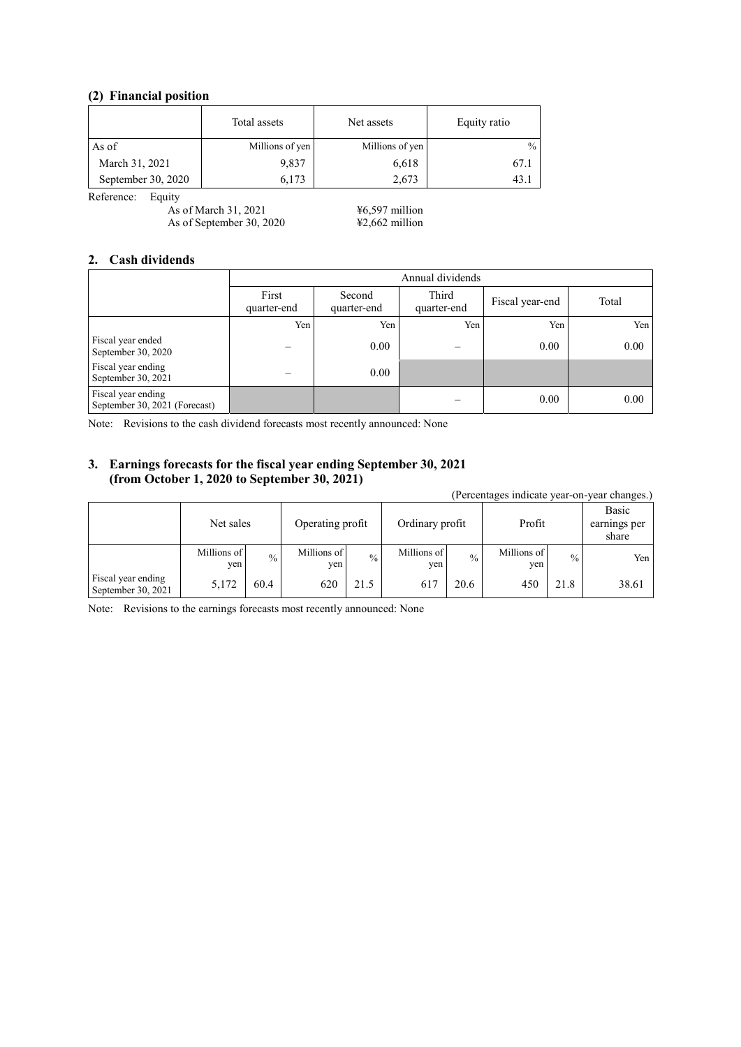### (2) Financial position

| | Total assets | Net assets | Equity ratio |
|---|---|---|---|
| As of | Millions of yen | Millions of yen | % |
| March 31, 2021 | 9,837 | 6,618 | 67.1 |
| September 30, 2020 | 6,173 | 2,673 | 43.1 |

Reference: Equity
As of March 31, 2021 ¥6,597 million
As of September 30, 2020 ¥2,662 million

## 2. Cash dividends

| | Annual dividends | | | | |
|---|---|---|---|---|---|
| | First quarter-end | Second quarter-end | Third quarter-end | Fiscal year-end | Total |
| | Yen | Yen | Yen | Yen | Yen |
| Fiscal year ended September 30, 2020 | – | 0.00 | – | 0.00 | 0.00 |
| Fiscal year ending September 30, 2021 | – | 0.00 | | | |
| Fiscal year ending September 30, 2021 (Forecast) | | | – | 0.00 | 0.00 |

Note: Revisions to the cash dividend forecasts most recently announced: None

## 3. Earnings forecasts for the fiscal year ending September 30, 2021 (from October 1, 2020 to September 30, 2021)

(Percentages indicate year-on-year changes.)

| | Net sales | | Operating profit | | Ordinary profit | | Profit | | Basic earnings per share |
|---|---|---|---|---|---|---|---|---|---|
| | Millions of yen | % | Millions of yen | % | Millions of yen | % | Millions of yen | % | Yen |
| Fiscal year ending September 30, 2021 | 5,172 | 60.4 | 620 | 21.5 | 617 | 20.6 | 450 | 21.8 | 38.61 |

Note: Revisions to the earnings forecasts most recently announced: None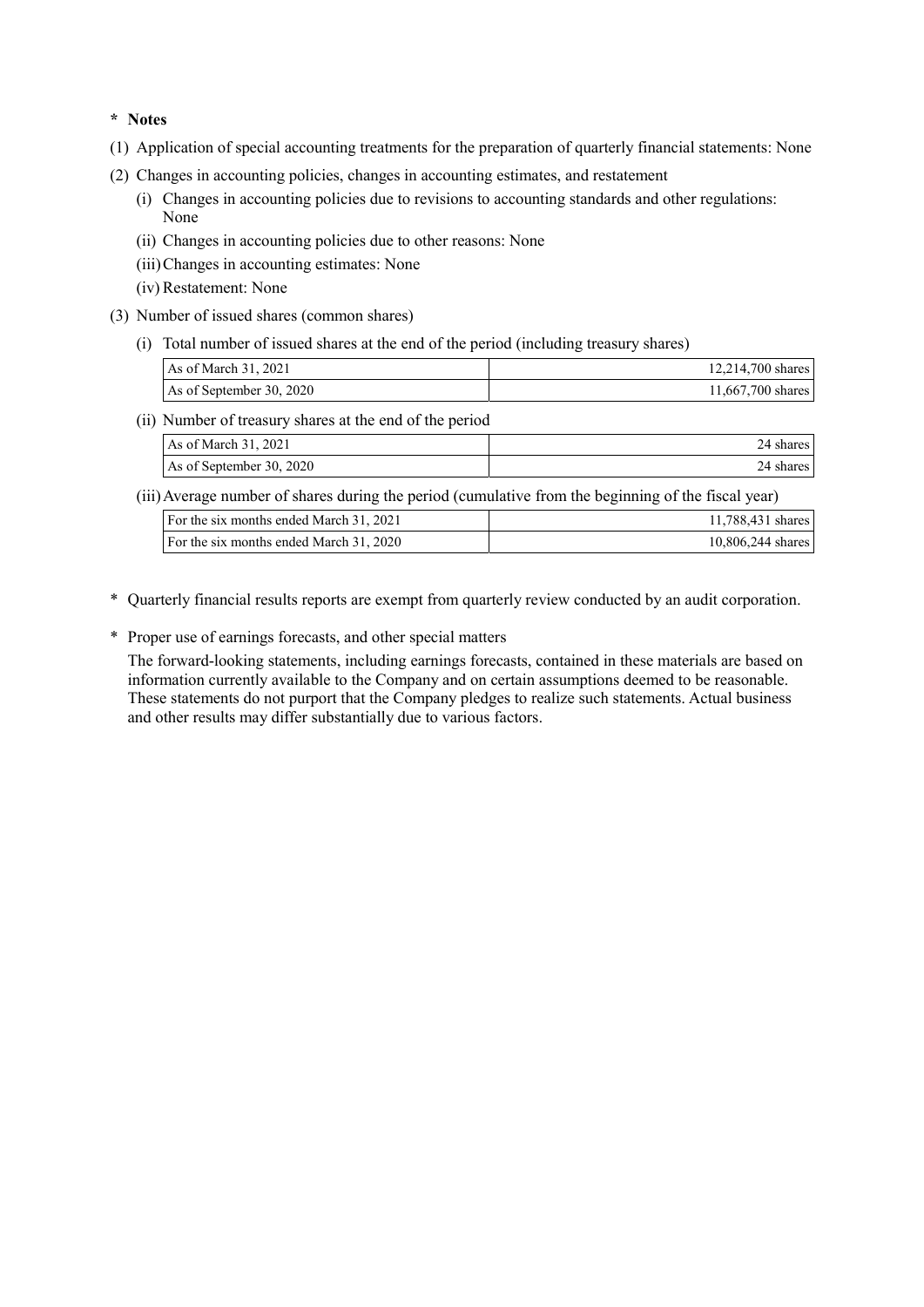**\* Notes**

(1) Application of special accounting treatments for the preparation of quarterly financial statements: None

(2) Changes in accounting policies, changes in accounting estimates, and restatement

  (i) Changes in accounting policies due to revisions to accounting standards and other regulations: None

  (ii) Changes in accounting policies due to other reasons: None

  (iii) Changes in accounting estimates: None

  (iv) Restatement: None

(3) Number of issued shares (common shares)

  (i) Total number of issued shares at the end of the period (including treasury shares)

| | |
|---|---:|
| As of March 31, 2021 | 12,214,700 shares |
| As of September 30, 2020 | 11,667,700 shares |

  (ii) Number of treasury shares at the end of the period

| | |
|---|---:|
| As of March 31, 2021 | 24 shares |
| As of September 30, 2020 | 24 shares |

  (iii) Average number of shares during the period (cumulative from the beginning of the fiscal year)

| | |
|---|---:|
| For the six months ended March 31, 2021 | 11,788,431 shares |
| For the six months ended March 31, 2020 | 10,806,244 shares |

\* Quarterly financial results reports are exempt from quarterly review conducted by an audit corporation.

\* Proper use of earnings forecasts, and other special matters

The forward-looking statements, including earnings forecasts, contained in these materials are based on information currently available to the Company and on certain assumptions deemed to be reasonable. These statements do not purport that the Company pledges to realize such statements. Actual business and other results may differ substantially due to various factors.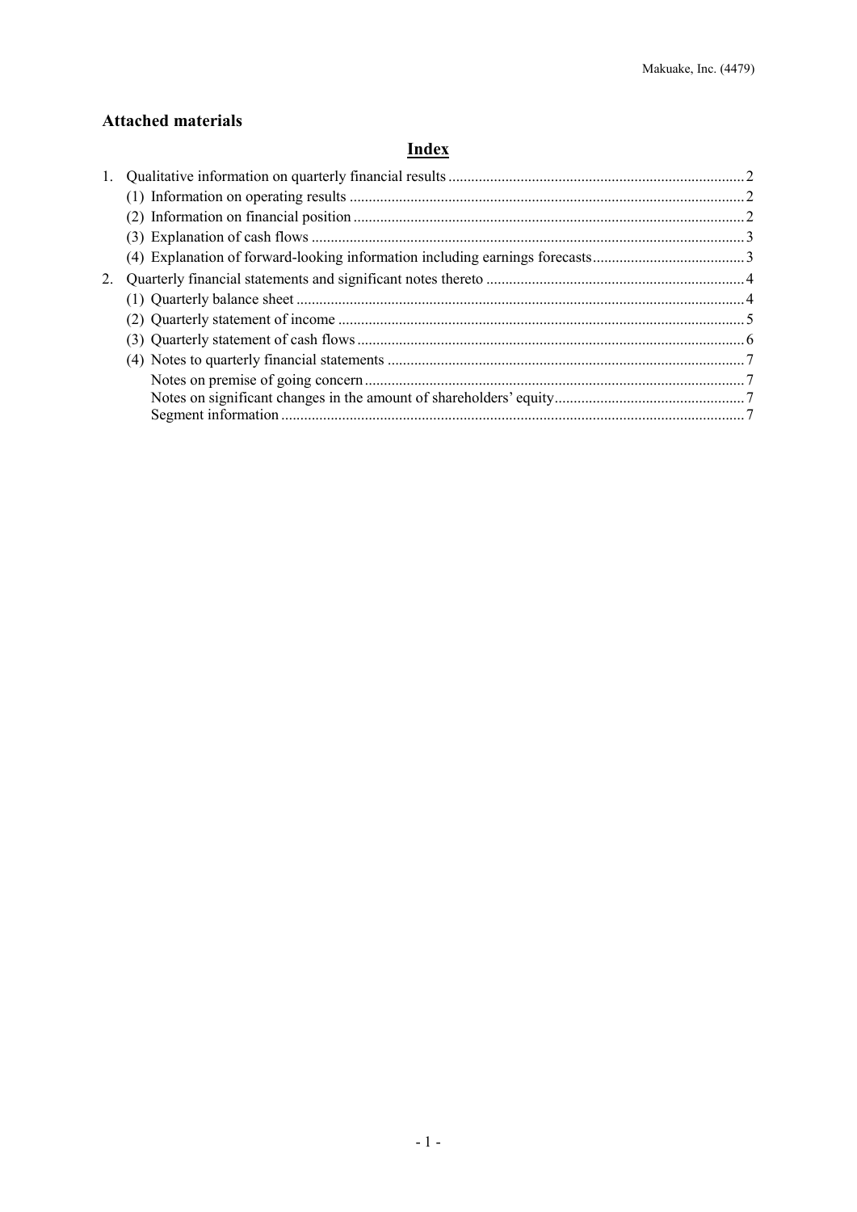## Attached materials

### Index

1. Qualitative information on quarterly financial results ..... 2
   - (1) Information on operating results ..... 2
   - (2) Information on financial position ..... 2
   - (3) Explanation of cash flows ..... 3
   - (4) Explanation of forward-looking information including earnings forecasts ..... 3
2. Quarterly financial statements and significant notes thereto ..... 4
   - (1) Quarterly balance sheet ..... 4
   - (2) Quarterly statement of income ..... 5
   - (3) Quarterly statement of cash flows ..... 6
   - (4) Notes to quarterly financial statements ..... 7
     - Notes on premise of going concern ..... 7
     - Notes on significant changes in the amount of shareholders' equity ..... 7
     - Segment information ..... 7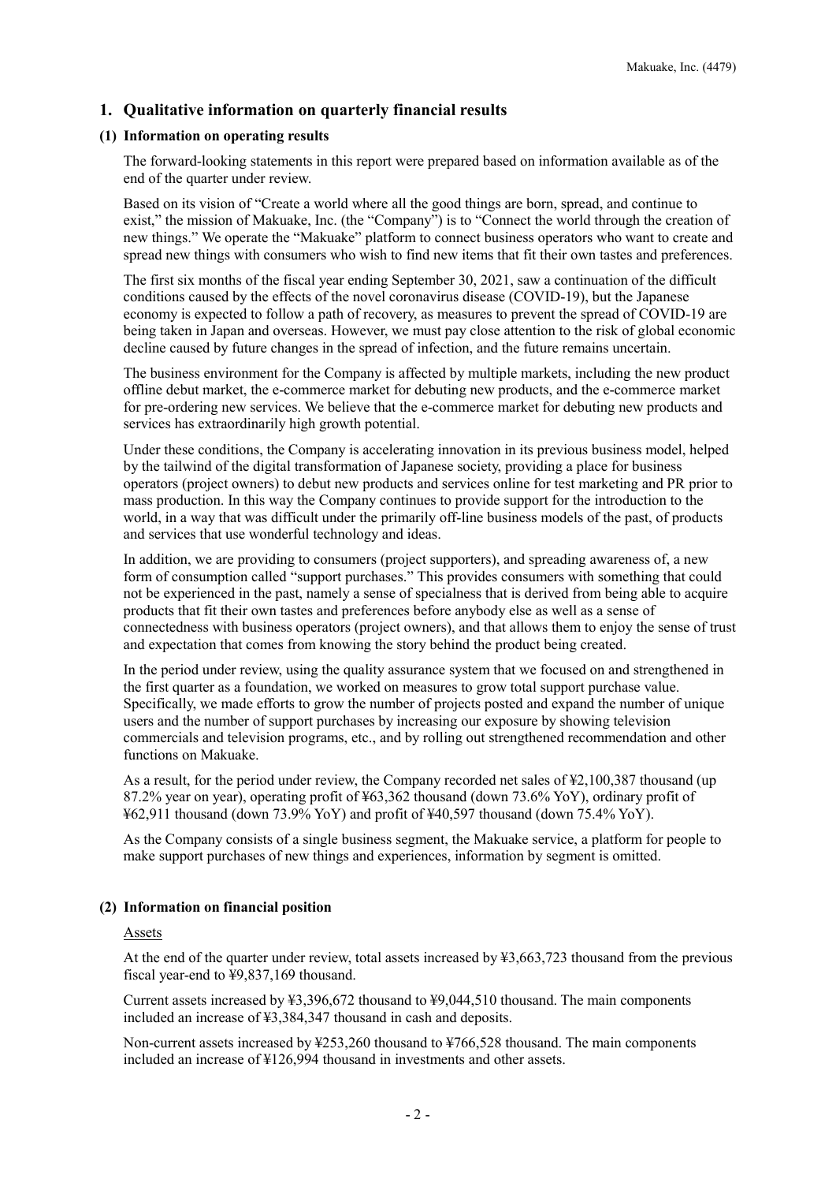## 1. Qualitative information on quarterly financial results

### (1) Information on operating results

The forward-looking statements in this report were prepared based on information available as of the end of the quarter under review.

Based on its vision of "Create a world where all the good things are born, spread, and continue to exist," the mission of Makuake, Inc. (the "Company") is to "Connect the world through the creation of new things." We operate the "Makuake" platform to connect business operators who want to create and spread new things with consumers who wish to find new items that fit their own tastes and preferences.

The first six months of the fiscal year ending September 30, 2021, saw a continuation of the difficult conditions caused by the effects of the novel coronavirus disease (COVID-19), but the Japanese economy is expected to follow a path of recovery, as measures to prevent the spread of COVID-19 are being taken in Japan and overseas. However, we must pay close attention to the risk of global economic decline caused by future changes in the spread of infection, and the future remains uncertain.

The business environment for the Company is affected by multiple markets, including the new product offline debut market, the e-commerce market for debuting new products, and the e-commerce market for pre-ordering new services. We believe that the e-commerce market for debuting new products and services has extraordinarily high growth potential.

Under these conditions, the Company is accelerating innovation in its previous business model, helped by the tailwind of the digital transformation of Japanese society, providing a place for business operators (project owners) to debut new products and services online for test marketing and PR prior to mass production. In this way the Company continues to provide support for the introduction to the world, in a way that was difficult under the primarily off-line business models of the past, of products and services that use wonderful technology and ideas.

In addition, we are providing to consumers (project supporters), and spreading awareness of, a new form of consumption called "support purchases." This provides consumers with something that could not be experienced in the past, namely a sense of specialness that is derived from being able to acquire products that fit their own tastes and preferences before anybody else as well as a sense of connectedness with business operators (project owners), and that allows them to enjoy the sense of trust and expectation that comes from knowing the story behind the product being created.

In the period under review, using the quality assurance system that we focused on and strengthened in the first quarter as a foundation, we worked on measures to grow total support purchase value. Specifically, we made efforts to grow the number of projects posted and expand the number of unique users and the number of support purchases by increasing our exposure by showing television commercials and television programs, etc., and by rolling out strengthened recommendation and other functions on Makuake.

As a result, for the period under review, the Company recorded net sales of ¥2,100,387 thousand (up 87.2% year on year), operating profit of ¥63,362 thousand (down 73.6% YoY), ordinary profit of ¥62,911 thousand (down 73.9% YoY) and profit of ¥40,597 thousand (down 75.4% YoY).

As the Company consists of a single business segment, the Makuake service, a platform for people to make support purchases of new things and experiences, information by segment is omitted.

### (2) Information on financial position

Assets

At the end of the quarter under review, total assets increased by ¥3,663,723 thousand from the previous fiscal year-end to ¥9,837,169 thousand.

Current assets increased by ¥3,396,672 thousand to ¥9,044,510 thousand. The main components included an increase of ¥3,384,347 thousand in cash and deposits.

Non-current assets increased by ¥253,260 thousand to ¥766,528 thousand. The main components included an increase of ¥126,994 thousand in investments and other assets.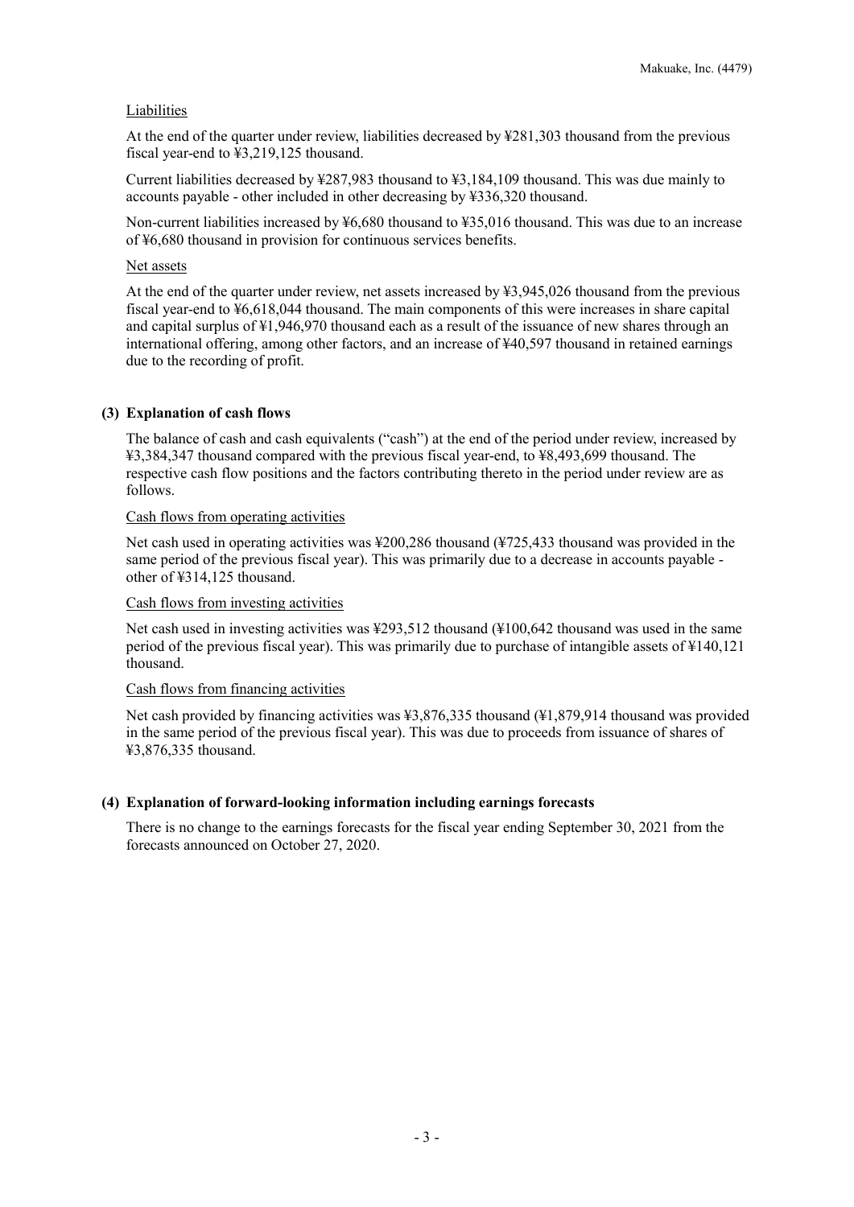Liabilities

At the end of the quarter under review, liabilities decreased by ¥281,303 thousand from the previous fiscal year-end to ¥3,219,125 thousand.

Current liabilities decreased by ¥287,983 thousand to ¥3,184,109 thousand. This was due mainly to accounts payable - other included in other decreasing by ¥336,320 thousand.

Non-current liabilities increased by ¥6,680 thousand to ¥35,016 thousand. This was due to an increase of ¥6,680 thousand in provision for continuous services benefits.

Net assets

At the end of the quarter under review, net assets increased by ¥3,945,026 thousand from the previous fiscal year-end to ¥6,618,044 thousand. The main components of this were increases in share capital and capital surplus of ¥1,946,970 thousand each as a result of the issuance of new shares through an international offering, among other factors, and an increase of ¥40,597 thousand in retained earnings due to the recording of profit.

### (3) Explanation of cash flows

The balance of cash and cash equivalents ("cash") at the end of the period under review, increased by ¥3,384,347 thousand compared with the previous fiscal year-end, to ¥8,493,699 thousand. The respective cash flow positions and the factors contributing thereto in the period under review are as follows.

Cash flows from operating activities

Net cash used in operating activities was ¥200,286 thousand (¥725,433 thousand was provided in the same period of the previous fiscal year). This was primarily due to a decrease in accounts payable - other of ¥314,125 thousand.

Cash flows from investing activities

Net cash used in investing activities was ¥293,512 thousand (¥100,642 thousand was used in the same period of the previous fiscal year). This was primarily due to purchase of intangible assets of ¥140,121 thousand.

Cash flows from financing activities

Net cash provided by financing activities was ¥3,876,335 thousand (¥1,879,914 thousand was provided in the same period of the previous fiscal year). This was due to proceeds from issuance of shares of ¥3,876,335 thousand.

### (4) Explanation of forward-looking information including earnings forecasts

There is no change to the earnings forecasts for the fiscal year ending September 30, 2021 from the forecasts announced on October 27, 2020.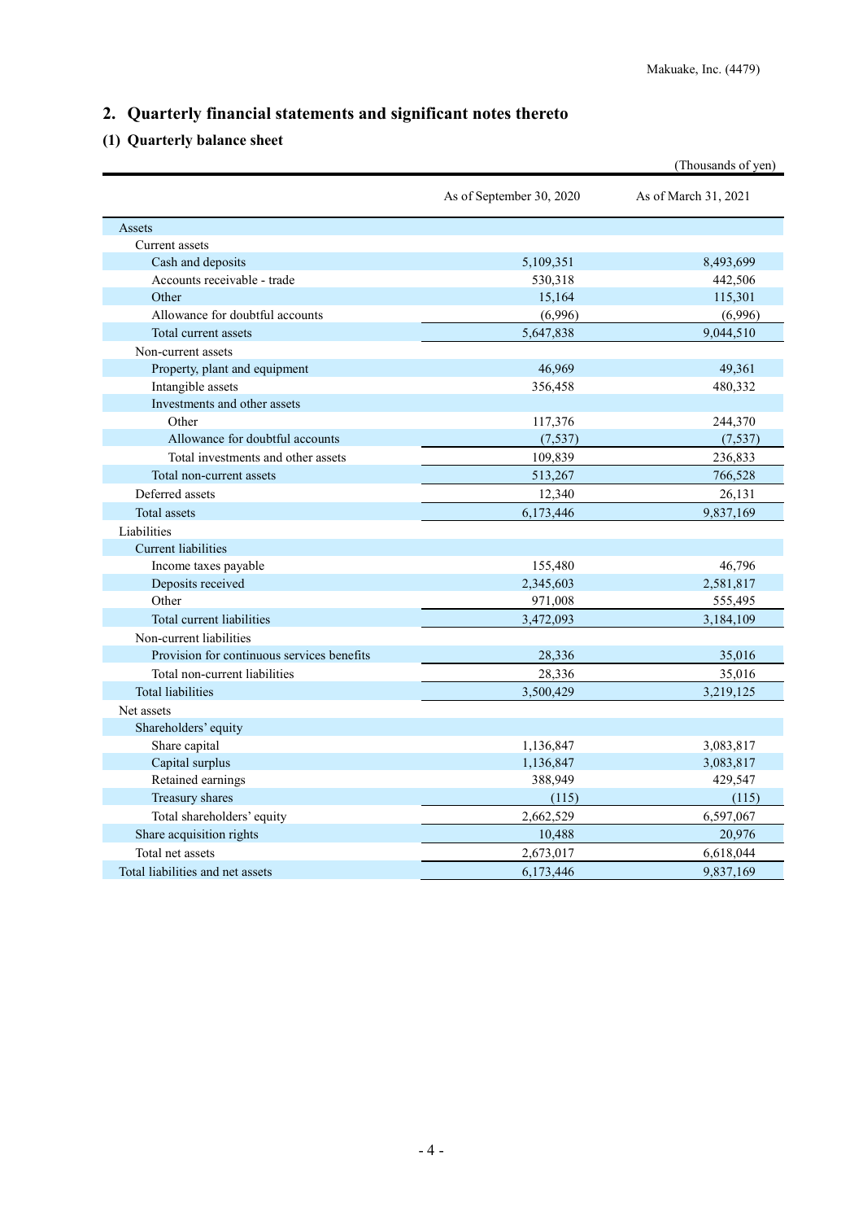## 2. Quarterly financial statements and significant notes thereto

### (1) Quarterly balance sheet

(Thousands of yen)

| | As of September 30, 2020 | As of March 31, 2021 |
|---|---|---|
| Assets | | |
| Current assets | | |
| Cash and deposits | 5,109,351 | 8,493,699 |
| Accounts receivable - trade | 530,318 | 442,506 |
| Other | 15,164 | 115,301 |
| Allowance for doubtful accounts | (6,996) | (6,996) |
| Total current assets | 5,647,838 | 9,044,510 |
| Non-current assets | | |
| Property, plant and equipment | 46,969 | 49,361 |
| Intangible assets | 356,458 | 480,332 |
| Investments and other assets | | |
| Other | 117,376 | 244,370 |
| Allowance for doubtful accounts | (7,537) | (7,537) |
| Total investments and other assets | 109,839 | 236,833 |
| Total non-current assets | 513,267 | 766,528 |
| Deferred assets | 12,340 | 26,131 |
| Total assets | 6,173,446 | 9,837,169 |
| Liabilities | | |
| Current liabilities | | |
| Income taxes payable | 155,480 | 46,796 |
| Deposits received | 2,345,603 | 2,581,817 |
| Other | 971,008 | 555,495 |
| Total current liabilities | 3,472,093 | 3,184,109 |
| Non-current liabilities | | |
| Provision for continuous services benefits | 28,336 | 35,016 |
| Total non-current liabilities | 28,336 | 35,016 |
| Total liabilities | 3,500,429 | 3,219,125 |
| Net assets | | |
| Shareholders' equity | | |
| Share capital | 1,136,847 | 3,083,817 |
| Capital surplus | 1,136,847 | 3,083,817 |
| Retained earnings | 388,949 | 429,547 |
| Treasury shares | (115) | (115) |
| Total shareholders' equity | 2,662,529 | 6,597,067 |
| Share acquisition rights | 10,488 | 20,976 |
| Total net assets | 2,673,017 | 6,618,044 |
| Total liabilities and net assets | 6,173,446 | 9,837,169 |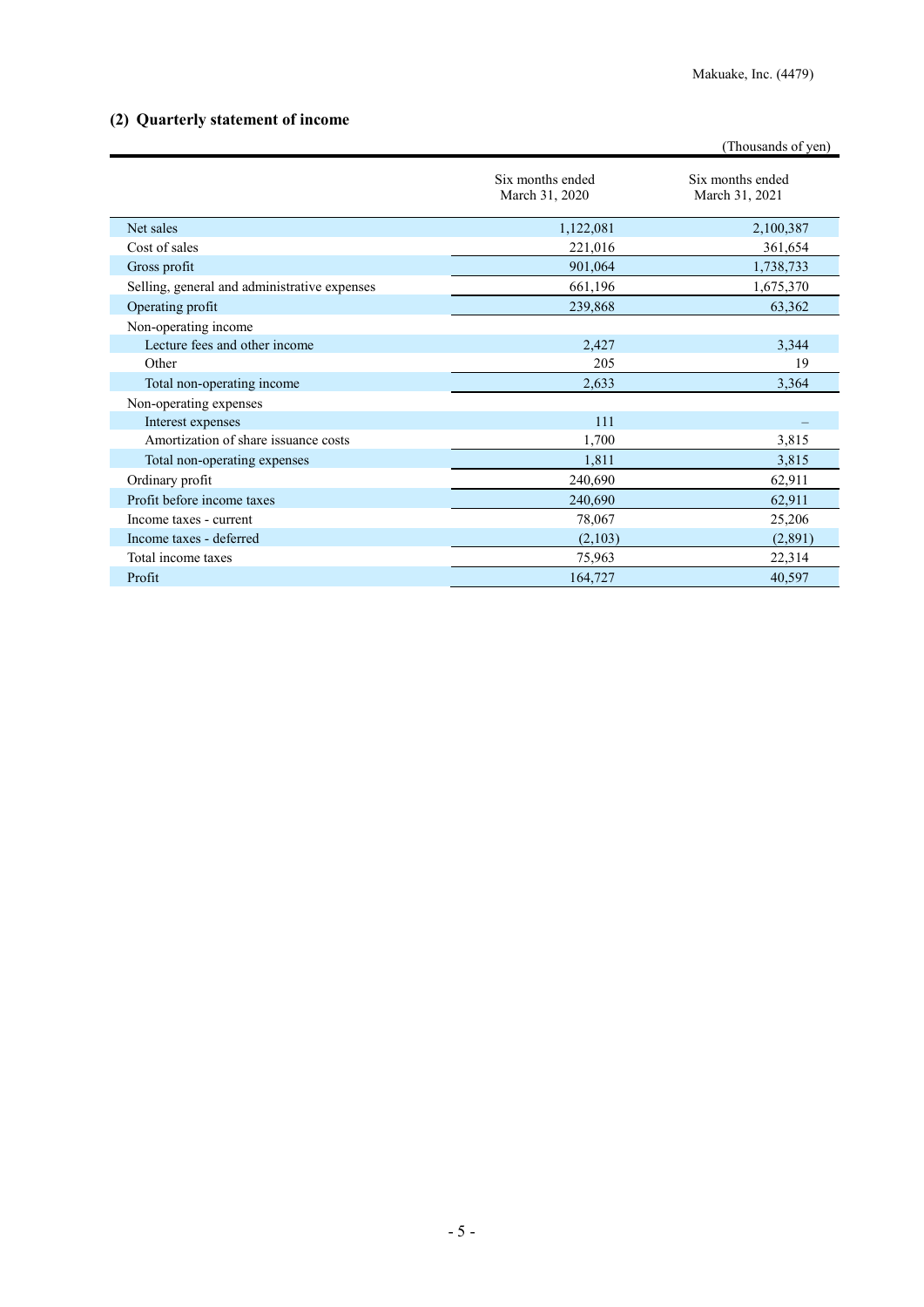## (2) Quarterly statement of income

(Thousands of yen)

| | Six months ended March 31, 2020 | Six months ended March 31, 2021 |
|---|---|---|
| Net sales | 1,122,081 | 2,100,387 |
| Cost of sales | 221,016 | 361,654 |
| Gross profit | 901,064 | 1,738,733 |
| Selling, general and administrative expenses | 661,196 | 1,675,370 |
| Operating profit | 239,868 | 63,362 |
| Non-operating income | | |
| Lecture fees and other income | 2,427 | 3,344 |
| Other | 205 | 19 |
| Total non-operating income | 2,633 | 3,364 |
| Non-operating expenses | | |
| Interest expenses | 111 | – |
| Amortization of share issuance costs | 1,700 | 3,815 |
| Total non-operating expenses | 1,811 | 3,815 |
| Ordinary profit | 240,690 | 62,911 |
| Profit before income taxes | 240,690 | 62,911 |
| Income taxes - current | 78,067 | 25,206 |
| Income taxes - deferred | (2,103) | (2,891) |
| Total income taxes | 75,963 | 22,314 |
| Profit | 164,727 | 40,597 |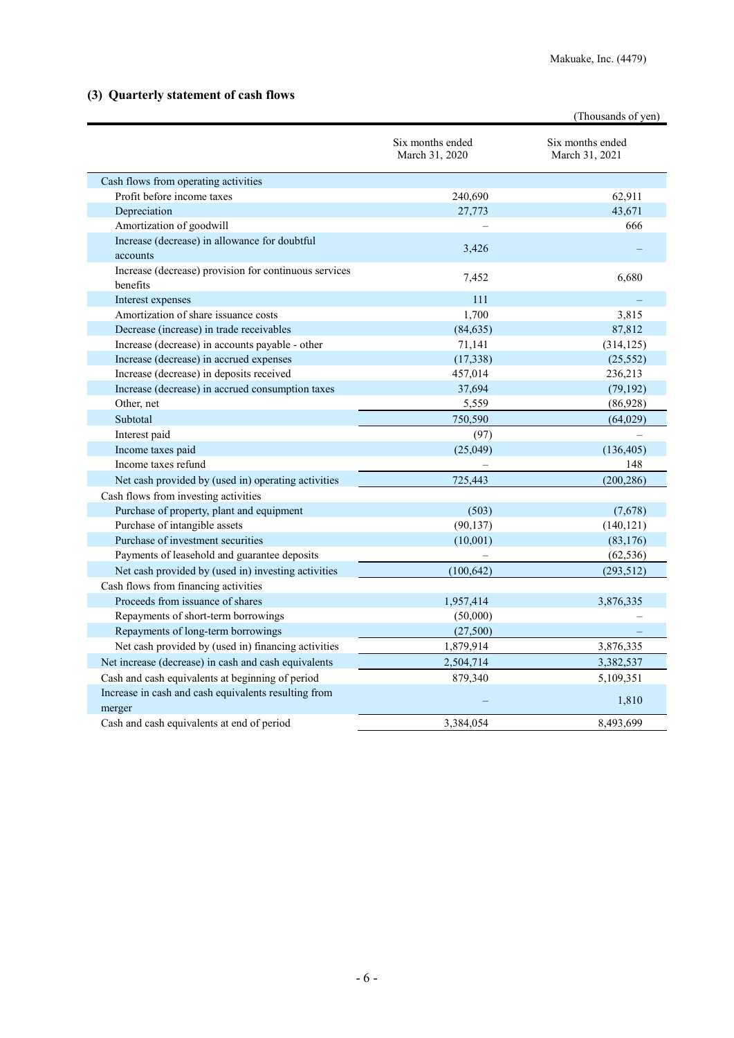### (3) Quarterly statement of cash flows

(Thousands of yen)

| | Six months ended March 31, 2020 | Six months ended March 31, 2021 |
|---|---|---|
| Cash flows from operating activities | | |
| Profit before income taxes | 240,690 | 62,911 |
| Depreciation | 27,773 | 43,671 |
| Amortization of goodwill | – | 666 |
| Increase (decrease) in allowance for doubtful accounts | 3,426 | – |
| Increase (decrease) provision for continuous services benefits | 7,452 | 6,680 |
| Interest expenses | 111 | – |
| Amortization of share issuance costs | 1,700 | 3,815 |
| Decrease (increase) in trade receivables | (84,635) | 87,812 |
| Increase (decrease) in accounts payable - other | 71,141 | (314,125) |
| Increase (decrease) in accrued expenses | (17,338) | (25,552) |
| Increase (decrease) in deposits received | 457,014 | 236,213 |
| Increase (decrease) in accrued consumption taxes | 37,694 | (79,192) |
| Other, net | 5,559 | (86,928) |
| Subtotal | 750,590 | (64,029) |
| Interest paid | (97) | – |
| Income taxes paid | (25,049) | (136,405) |
| Income taxes refund | – | 148 |
| Net cash provided by (used in) operating activities | 725,443 | (200,286) |
| Cash flows from investing activities | | |
| Purchase of property, plant and equipment | (503) | (7,678) |
| Purchase of intangible assets | (90,137) | (140,121) |
| Purchase of investment securities | (10,001) | (83,176) |
| Payments of leasehold and guarantee deposits | – | (62,536) |
| Net cash provided by (used in) investing activities | (100,642) | (293,512) |
| Cash flows from financing activities | | |
| Proceeds from issuance of shares | 1,957,414 | 3,876,335 |
| Repayments of short-term borrowings | (50,000) | – |
| Repayments of long-term borrowings | (27,500) | – |
| Net cash provided by (used in) financing activities | 1,879,914 | 3,876,335 |
| Net increase (decrease) in cash and cash equivalents | 2,504,714 | 3,382,537 |
| Cash and cash equivalents at beginning of period | 879,340 | 5,109,351 |
| Increase in cash and cash equivalents resulting from merger | – | 1,810 |
| Cash and cash equivalents at end of period | 3,384,054 | 8,493,699 |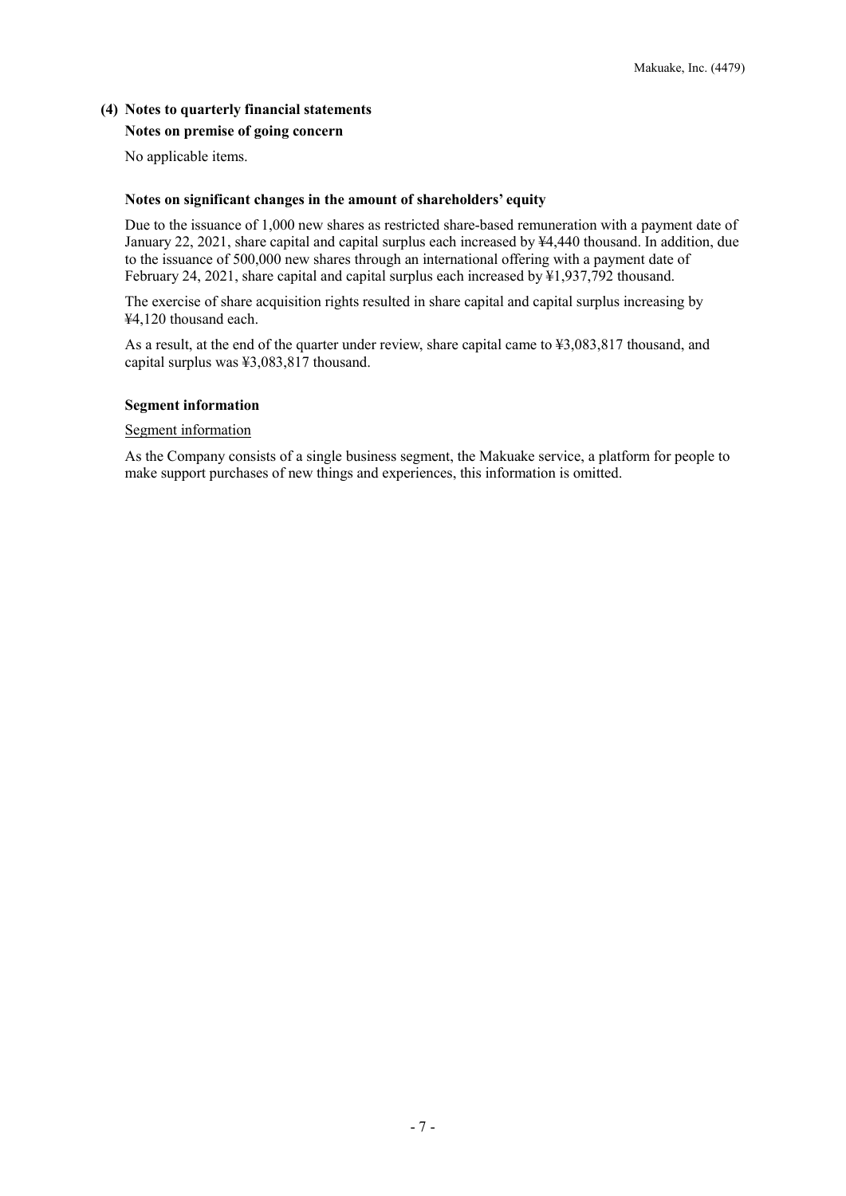## (4) Notes to quarterly financial statements

### Notes on premise of going concern

No applicable items.

### Notes on significant changes in the amount of shareholders' equity

Due to the issuance of 1,000 new shares as restricted share-based remuneration with a payment date of January 22, 2021, share capital and capital surplus each increased by ¥4,440 thousand. In addition, due to the issuance of 500,000 new shares through an international offering with a payment date of February 24, 2021, share capital and capital surplus each increased by ¥1,937,792 thousand.

The exercise of share acquisition rights resulted in share capital and capital surplus increasing by ¥4,120 thousand each.

As a result, at the end of the quarter under review, share capital came to ¥3,083,817 thousand, and capital surplus was ¥3,083,817 thousand.

### Segment information

Segment information

As the Company consists of a single business segment, the Makuake service, a platform for people to make support purchases of new things and experiences, this information is omitted.